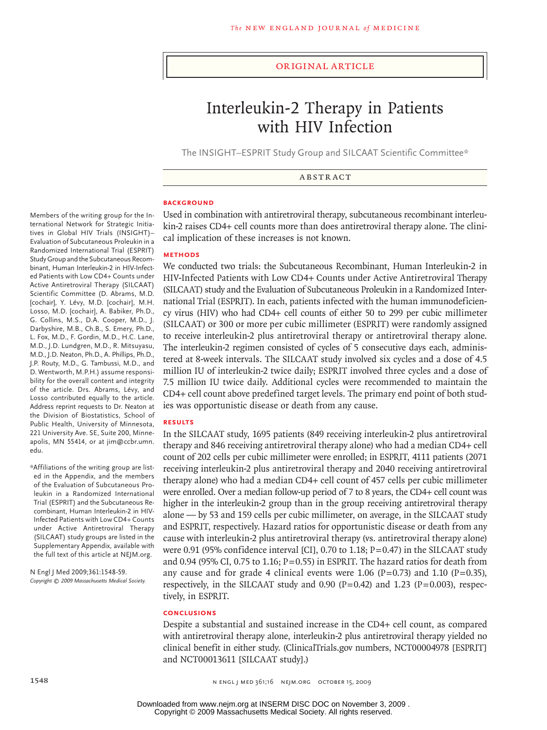ORIGINAL ARTICLE

# Interleukin-2 Therapy in Patients with HIV Infection

The INSIGHT–ESPRIT Study Group and SILCAAT Scientific Committee*

## ABSTRACT

### BACKGROUND

Used in combination with antiretroviral therapy, subcutaneous recombinant interleukin-2 raises CD4+ cell counts more than does antiretroviral therapy alone. The clinical implication of these increases is not known.

### METHODS

We conducted two trials: the Subcutaneous Recombinant, Human Interleukin-2 in HIV-Infected Patients with Low CD4+ Counts under Active Antiretroviral Therapy (SILCAAT) study and the Evaluation of Subcutaneous Proleukin in a Randomized International Trial (ESPRIT). In each, patients infected with the human immunodeficiency virus (HIV) who had CD4+ cell counts of either 50 to 299 per cubic millimeter (SILCAAT) or 300 or more per cubic millimeter (ESPRIT) were randomly assigned to receive interleukin-2 plus antiretroviral therapy or antiretroviral therapy alone. The interleukin-2 regimen consisted of cycles of 5 consecutive days each, administered at 8-week intervals. The SILCAAT study involved six cycles and a dose of 4.5 million IU of interleukin-2 twice daily; ESPRIT involved three cycles and a dose of 7.5 million IU twice daily. Additional cycles were recommended to maintain the CD4+ cell count above predefined target levels. The primary end point of both studies was opportunistic disease or death from any cause.

### RESULTS

In the SILCAAT study, 1695 patients (849 receiving interleukin-2 plus antiretroviral therapy and 846 receiving antiretroviral therapy alone) who had a median CD4+ cell count of 202 cells per cubic millimeter were enrolled; in ESPRIT, 4111 patients (2071 receiving interleukin-2 plus antiretroviral therapy and 2040 receiving antiretroviral therapy alone) who had a median CD4+ cell count of 457 cells per cubic millimeter were enrolled. Over a median follow-up period of 7 to 8 years, the CD4+ cell count was higher in the interleukin-2 group than in the group receiving antiretroviral therapy alone — by 53 and 159 cells per cubic millimeter, on average, in the SILCAAT study and ESPRIT, respectively. Hazard ratios for opportunistic disease or death from any cause with interleukin-2 plus antiretroviral therapy (vs. antiretroviral therapy alone) were 0.91 (95% confidence interval [CI], 0.70 to 1.18; P=0.47) in the SILCAAT study and 0.94 (95% CI, 0.75 to 1.16; P=0.55) in ESPRIT. The hazard ratios for death from any cause and for grade 4 clinical events were 1.06 (P=0.73) and 1.10 (P=0.35), respectively, in the SILCAAT study and 0.90 (P=0.42) and 1.23 (P=0.003), respectively, in ESPRIT.

### CONCLUSIONS

Despite a substantial and sustained increase in the CD4+ cell count, as compared with antiretroviral therapy alone, interleukin-2 plus antiretroviral therapy yielded no clinical benefit in either study. (ClinicalTrials.gov numbers, NCT00004978 [ESPRIT] and NCT00013611 [SILCAAT study].)

---

Members of the writing group for the International Network for Strategic Initiatives in Global HIV Trials (INSIGHT)–Evaluation of Subcutaneous Proleukin in a Randomized International Trial (ESPRIT) Study Group and the Subcutaneous Recombinant, Human Interleukin-2 in HIV-Infected Patients with Low CD4+ Counts under Active Antiretroviral Therapy (SILCAAT) Scientific Committee (D. Abrams, M.D. [cochair], Y. Lévy, M.D. [cochair], M.H. Losso, M.D. [cochair], A. Babiker, Ph.D., G. Collins, M.S., D.A. Cooper, M.D., J. Darbyshire, M.B., Ch.B., S. Emery, Ph.D., L. Fox, M.D., F. Gordin, M.D., H.C. Lane, M.D., J.D. Lundgren, M.D., R. Mitsuyasu, M.D., J.D. Neaton, Ph.D., A. Phillips, Ph.D., J.P. Routy, M.D., G. Tambussi, M.D., and D. Wentworth, M.P.H.) assume responsibility for the overall content and integrity of the article. Drs. Abrams, Lévy, and Losso contributed equally to the article. Address reprint requests to Dr. Neaton at the Division of Biostatistics, School of Public Health, University of Minnesota, 221 University Ave. SE, Suite 200, Minneapolis, MN 55414, or at jim@ccbr.umn.edu.

*Affiliations of the writing group are listed in the Appendix, and the members of the Evaluation of Subcutaneous Proleukin in a Randomized International Trial (ESPRIT) and the Subcutaneous Recombinant, Human Interleukin-2 in HIV-Infected Patients with Low CD4+ Counts under Active Antiretroviral Therapy (SILCAAT) study groups are listed in the Supplementary Appendix, available with the full text of this article at NEJM.org.

N Engl J Med 2009;361:1548-59.
*Copyright © 2009 Massachusetts Medical Society.*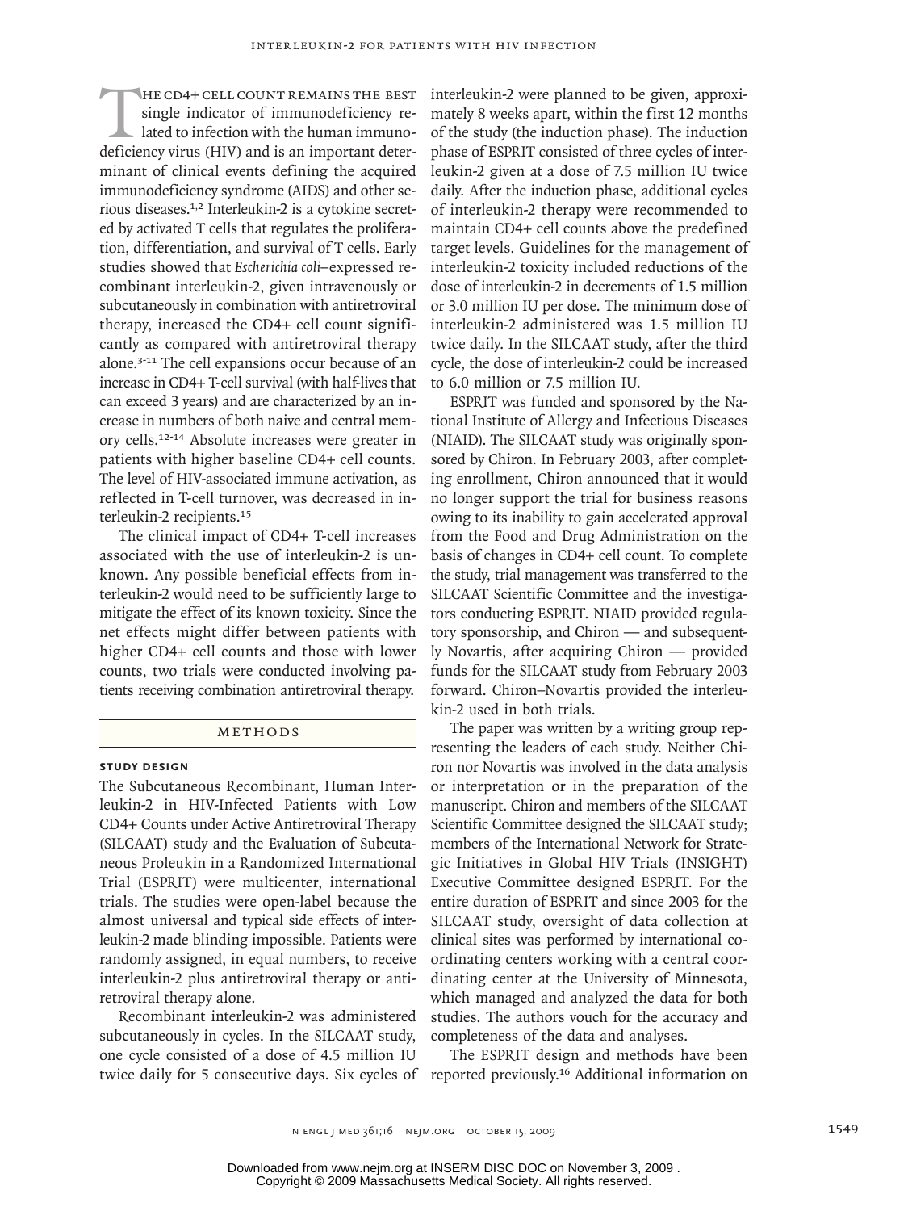The CD4+ cell count remains the best single indicator of immunodeficiency related to infection with the human immunodeficiency virus (HIV) and is an important determinant of clinical events defining the acquired immunodeficiency syndrome (AIDS) and other serious diseases.[1,2] Interleukin-2 is a cytokine secreted by activated T cells that regulates the proliferation, differentiation, and survival of T cells. Early studies showed that *Escherichia coli*–expressed recombinant interleukin-2, given intravenously or subcutaneously in combination with antiretroviral therapy, increased the CD4+ cell count significantly as compared with antiretroviral therapy alone.[3-11] The cell expansions occur because of an increase in CD4+ T-cell survival (with half-lives that can exceed 3 years) and are characterized by an increase in numbers of both naive and central memory cells.[12-14] Absolute increases were greater in patients with higher baseline CD4+ cell counts. The level of HIV-associated immune activation, as reflected in T-cell turnover, was decreased in interleukin-2 recipients.[15]

The clinical impact of CD4+ T-cell increases associated with the use of interleukin-2 is unknown. Any possible beneficial effects from interleukin-2 would need to be sufficiently large to mitigate the effect of its known toxicity. Since the net effects might differ between patients with higher CD4+ cell counts and those with lower counts, two trials were conducted involving patients receiving combination antiretroviral therapy.

## Methods

### Study Design

The Subcutaneous Recombinant, Human Interleukin-2 in HIV-Infected Patients with Low CD4+ Counts under Active Antiretroviral Therapy (SILCAAT) study and the Evaluation of Subcutaneous Proleukin in a Randomized International Trial (ESPRIT) were multicenter, international trials. The studies were open-label because the almost universal and typical side effects of interleukin-2 made blinding impossible. Patients were randomly assigned, in equal numbers, to receive interleukin-2 plus antiretroviral therapy or antiretroviral therapy alone.

Recombinant interleukin-2 was administered subcutaneously in cycles. In the SILCAAT study, one cycle consisted of a dose of 4.5 million IU twice daily for 5 consecutive days. Six cycles of interleukin-2 were planned to be given, approximately 8 weeks apart, within the first 12 months of the study (the induction phase). The induction phase of ESPRIT consisted of three cycles of interleukin-2 given at a dose of 7.5 million IU twice daily. After the induction phase, additional cycles of interleukin-2 therapy were recommended to maintain CD4+ cell counts above the predefined target levels. Guidelines for the management of interleukin-2 toxicity included reductions of the dose of interleukin-2 in decrements of 1.5 million or 3.0 million IU per dose. The minimum dose of interleukin-2 administered was 1.5 million IU twice daily. In the SILCAAT study, after the third cycle, the dose of interleukin-2 could be increased to 6.0 million or 7.5 million IU.

ESPRIT was funded and sponsored by the National Institute of Allergy and Infectious Diseases (NIAID). The SILCAAT study was originally sponsored by Chiron. In February 2003, after completing enrollment, Chiron announced that it would no longer support the trial for business reasons owing to its inability to gain accelerated approval from the Food and Drug Administration on the basis of changes in CD4+ cell count. To complete the study, trial management was transferred to the SILCAAT Scientific Committee and the investigators conducting ESPRIT. NIAID provided regulatory sponsorship, and Chiron — and subsequently Novartis, after acquiring Chiron — provided funds for the SILCAAT study from February 2003 forward. Chiron–Novartis provided the interleukin-2 used in both trials.

The paper was written by a writing group representing the leaders of each study. Neither Chiron nor Novartis was involved in the data analysis or interpretation or in the preparation of the manuscript. Chiron and members of the SILCAAT Scientific Committee designed the SILCAAT study; members of the International Network for Strategic Initiatives in Global HIV Trials (INSIGHT) Executive Committee designed ESPRIT. For the entire duration of ESPRIT and since 2003 for the SILCAAT study, oversight of data collection at clinical sites was performed by international coordinating centers working with a central coordinating center at the University of Minnesota, which managed and analyzed the data for both studies. The authors vouch for the accuracy and completeness of the data and analyses.

The ESPRIT design and methods have been reported previously.[16] Additional information on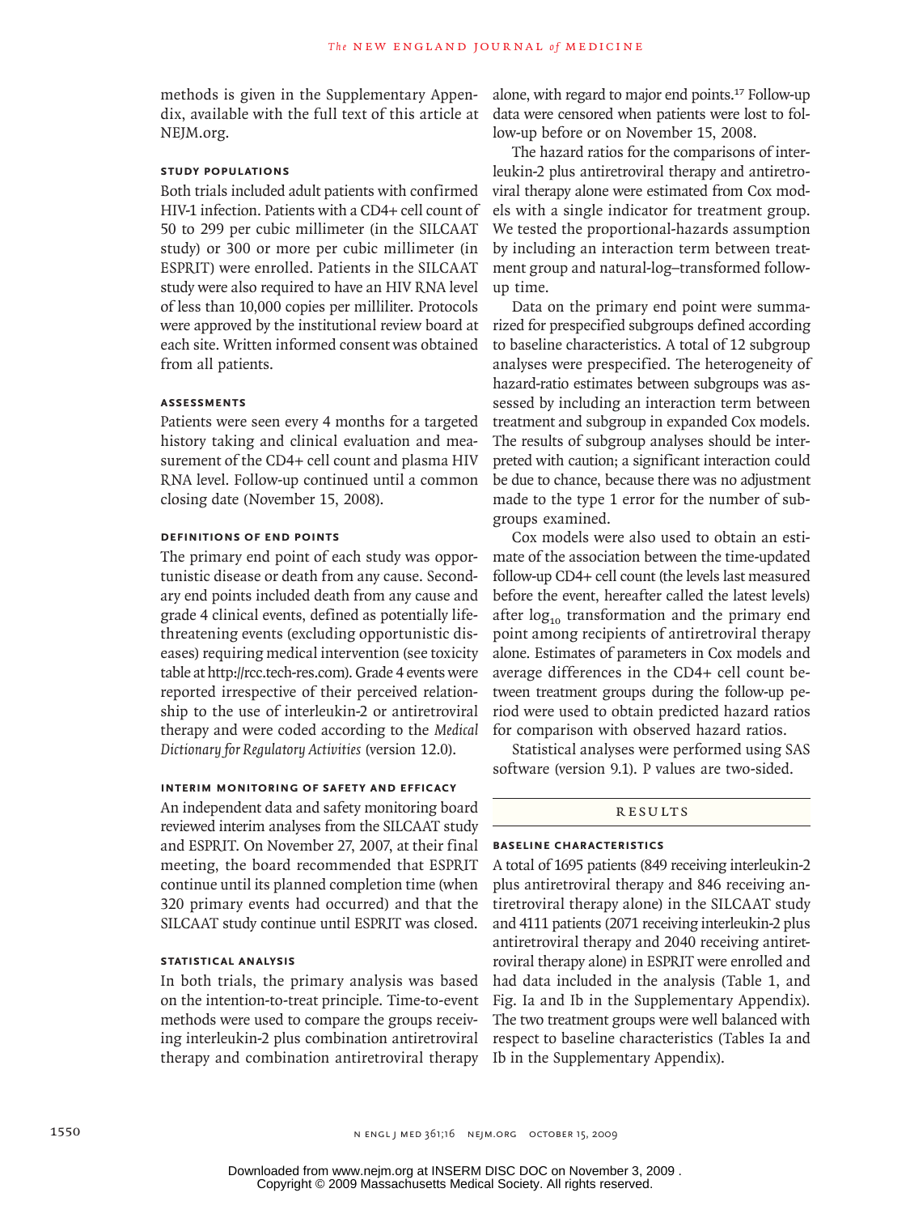methods is given in the Supplementary Appendix, available with the full text of this article at NEJM.org.

### Study Populations

Both trials included adult patients with confirmed HIV-1 infection. Patients with a CD4+ cell count of 50 to 299 per cubic millimeter (in the SILCAAT study) or 300 or more per cubic millimeter (in ESPRIT) were enrolled. Patients in the SILCAAT study were also required to have an HIV RNA level of less than 10,000 copies per milliliter. Protocols were approved by the institutional review board at each site. Written informed consent was obtained from all patients.

### Assessments

Patients were seen every 4 months for a targeted history taking and clinical evaluation and measurement of the CD4+ cell count and plasma HIV RNA level. Follow-up continued until a common closing date (November 15, 2008).

### Definitions of End Points

The primary end point of each study was opportunistic disease or death from any cause. Secondary end points included death from any cause and grade 4 clinical events, defined as potentially life-threatening events (excluding opportunistic diseases) requiring medical intervention (see toxicity table at http://rcc.tech-res.com). Grade 4 events were reported irrespective of their perceived relationship to the use of interleukin-2 or antiretroviral therapy and were coded according to the *Medical Dictionary for Regulatory Activities* (version 12.0).

### Interim Monitoring of Safety and Efficacy

An independent data and safety monitoring board reviewed interim analyses from the SILCAAT study and ESPRIT. On November 27, 2007, at their final meeting, the board recommended that ESPRIT continue until its planned completion time (when 320 primary events had occurred) and that the SILCAAT study continue until ESPRIT was closed.

### Statistical Analysis

In both trials, the primary analysis was based on the intention-to-treat principle. Time-to-event methods were used to compare the groups receiving interleukin-2 plus combination antiretroviral therapy and combination antiretroviral therapy alone, with regard to major end points.[17] Follow-up data were censored when patients were lost to follow-up before or on November 15, 2008.

The hazard ratios for the comparisons of interleukin-2 plus antiretroviral therapy and antiretroviral therapy alone were estimated from Cox models with a single indicator for treatment group. We tested the proportional-hazards assumption by including an interaction term between treatment group and natural-log–transformed follow-up time.

Data on the primary end point were summarized for prespecified subgroups defined according to baseline characteristics. A total of 12 subgroup analyses were prespecified. The heterogeneity of hazard-ratio estimates between subgroups was assessed by including an interaction term between treatment and subgroup in expanded Cox models. The results of subgroup analyses should be interpreted with caution; a significant interaction could be due to chance, because there was no adjustment made to the type 1 error for the number of subgroups examined.

Cox models were also used to obtain an estimate of the association between the time-updated follow-up CD4+ cell count (the levels last measured before the event, hereafter called the latest levels) after $\log_{10}$ transformation and the primary end point among recipients of antiretroviral therapy alone. Estimates of parameters in Cox models and average differences in the CD4+ cell count between treatment groups during the follow-up period were used to obtain predicted hazard ratios for comparison with observed hazard ratios.

Statistical analyses were performed using SAS software (version 9.1). P values are two-sided.

## Results

### Baseline Characteristics

A total of 1695 patients (849 receiving interleukin-2 plus antiretroviral therapy and 846 receiving antiretroviral therapy alone) in the SILCAAT study and 4111 patients (2071 receiving interleukin-2 plus antiretroviral therapy and 2040 receiving antiretroviral therapy alone) in ESPRIT were enrolled and had data included in the analysis (Table 1, and Fig. Ia and Ib in the Supplementary Appendix). The two treatment groups were well balanced with respect to baseline characteristics (Tables Ia and Ib in the Supplementary Appendix).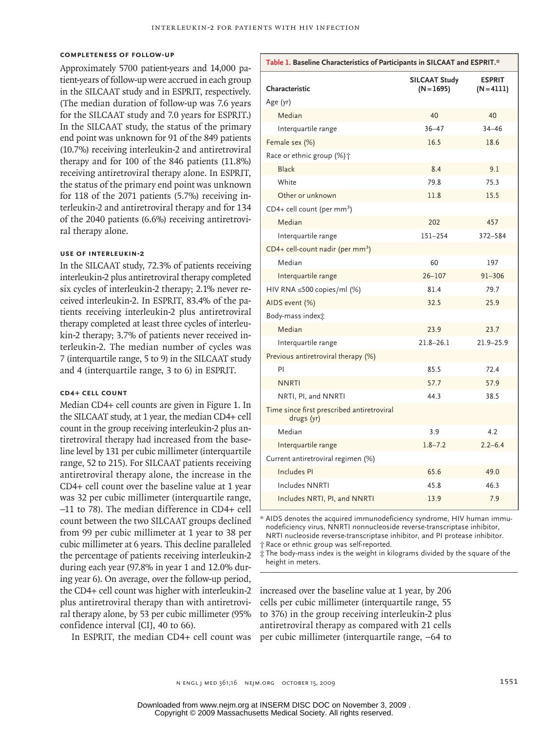### COMPLETENESS OF FOLLOW-UP

Approximately 5700 patient-years and 14,000 patient-years of follow-up were accrued in each group in the SILCAAT study and in ESPRIT, respectively. (The median duration of follow-up was 7.6 years for the SILCAAT study and 7.0 years for ESPRIT.) In the SILCAAT study, the status of the primary end point was unknown for 91 of the 849 patients (10.7%) receiving interleukin-2 and antiretroviral therapy and for 100 of the 846 patients (11.8%) receiving antiretroviral therapy alone. In ESPRIT, the status of the primary end point was unknown for 118 of the 2071 patients (5.7%) receiving interleukin-2 and antiretroviral therapy and for 134 of the 2040 patients (6.6%) receiving antiretroviral therapy alone.

### USE OF INTERLEUKIN-2

In the SILCAAT study, 72.3% of patients receiving interleukin-2 plus antiretroviral therapy completed six cycles of interleukin-2 therapy; 2.1% never received interleukin-2. In ESPRIT, 83.4% of the patients receiving interleukin-2 plus antiretroviral therapy completed at least three cycles of interleukin-2 therapy; 3.7% of patients never received interleukin-2. The median number of cycles was 7 (interquartile range, 5 to 9) in the SILCAAT study and 4 (interquartile range, 3 to 6) in ESPRIT.

### CD4+ CELL COUNT

Median CD4+ cell counts are given in Figure 1. In the SILCAAT study, at 1 year, the median CD4+ cell count in the group receiving interleukin-2 plus antiretroviral therapy had increased from the baseline level by 131 per cubic millimeter (interquartile range, 52 to 215). For SILCAAT patients receiving antiretroviral therapy alone, the increase in the CD4+ cell count over the baseline value at 1 year was 32 per cubic millimeter (interquartile range, −11 to 78). The median difference in CD4+ cell count between the two SILCAAT groups declined from 99 per cubic millimeter at 1 year to 38 per cubic millimeter at 6 years. This decline paralleled the percentage of patients receiving interleukin-2 during each year (97.8% in year 1 and 12.0% during year 6). On average, over the follow-up period, the CD4+ cell count was higher with interleukin-2 plus antiretroviral therapy than with antiretroviral therapy alone, by 53 per cubic millimeter (95% confidence interval [CI], 40 to 66).

In ESPRIT, the median CD4+ cell count was increased over the baseline value at 1 year, by 206 cells per cubic millimeter (interquartile range, 55 to 376) in the group receiving interleukin-2 plus antiretroviral therapy as compared with 21 cells per cubic millimeter (interquartile range, −64 to

**Table 1. Baseline Characteristics of Participants in SILCAAT and ESPRIT.***

| Characteristic | SILCAAT Study (N=1695) | ESPRIT (N=4111) |
|---|---|---|
| Age (yr) | | |
| Median | 40 | 40 |
| Interquartile range | 36–47 | 34–46 |
| Female sex (%) | 16.5 | 18.6 |
| Race or ethnic group (%)† | | |
| Black | 8.4 | 9.1 |
| White | 79.8 | 75.3 |
| Other or unknown | 11.8 | 15.5 |
| CD4+ cell count (per $mm^3$) | | |
| Median | 202 | 457 |
| Interquartile range | 151–254 | 372–584 |
| CD4+ cell-count nadir (per $mm^3$) | | |
| Median | 60 | 197 |
| Interquartile range | 26–107 | 91–306 |
| HIV RNA ≤500 copies/ml (%) | 81.4 | 79.7 |
| AIDS event (%) | 32.5 | 25.9 |
| Body-mass index‡ | | |
| Median | 23.9 | 23.7 |
| Interquartile range | 21.8–26.1 | 21.9–25.9 |
| Previous antiretroviral therapy (%) | | |
| PI | 85.5 | 72.4 |
| NNRTI | 57.7 | 57.9 |
| NRTI, PI, and NNRTI | 44.3 | 38.5 |
| Time since first prescribed antiretroviral drugs (yr) | | |
| Median | 3.9 | 4.2 |
| Interquartile range | 1.8–7.2 | 2.2–6.4 |
| Current antiretroviral regimen (%) | | |
| Includes PI | 65.6 | 49.0 |
| Includes NNRTI | 45.8 | 46.3 |
| Includes NRTI, PI, and NNRTI | 13.9 | 7.9 |

\* AIDS denotes the acquired immunodeficiency syndrome, HIV human immunodeficiency virus, NNRTI nonnucleoside reverse-transcriptase inhibitor, NRTI nucleoside reverse-transcriptase inhibitor, and PI protease inhibitor.

† Race or ethnic group was self-reported.

‡ The body-mass index is the weight in kilograms divided by the square of the height in meters.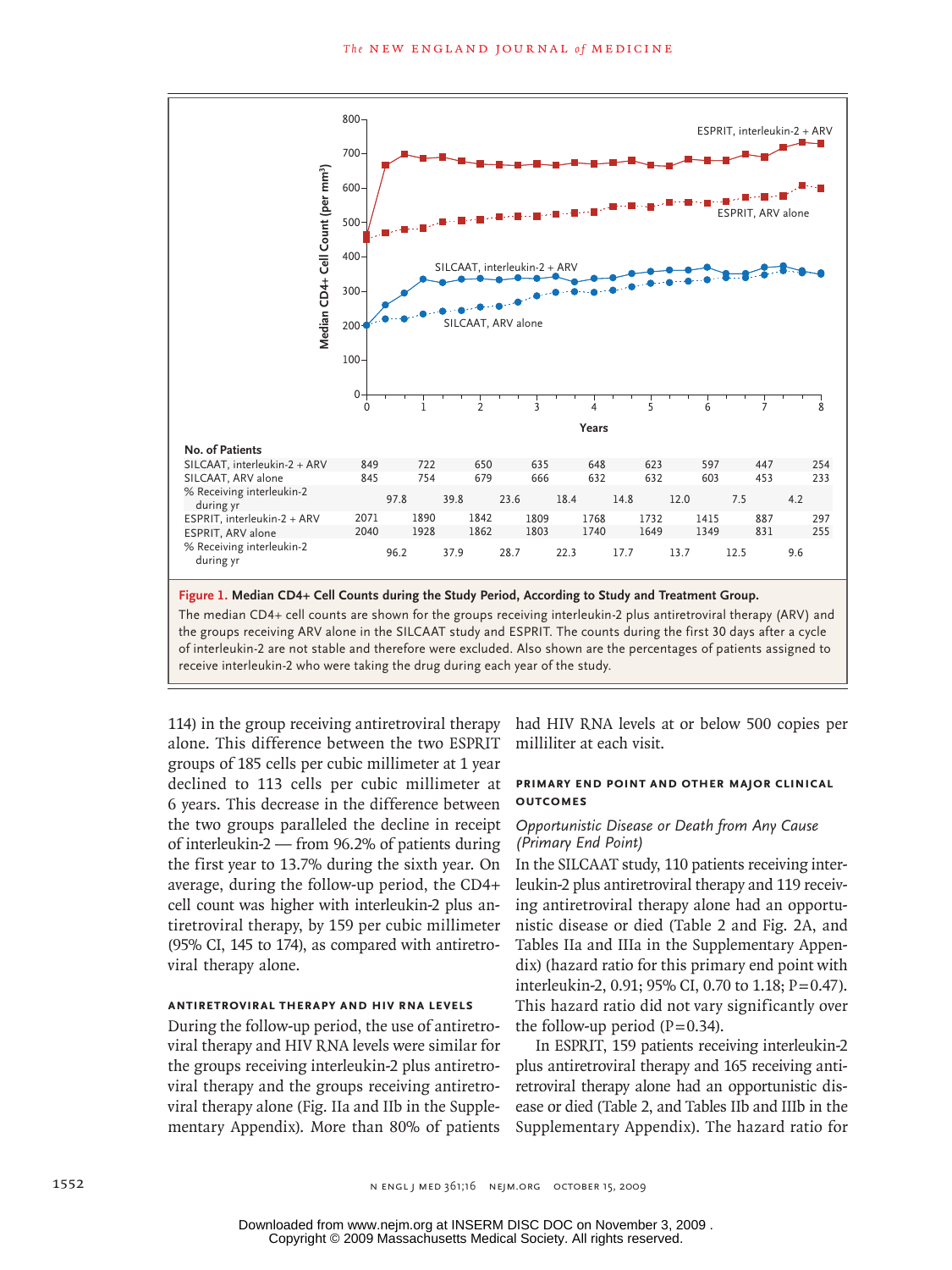| No. of Patients | 0 | 1 | 2 | 3 | 4 | 5 | 6 | 7 | 8 |
|---|---|---|---|---|---|---|---|---|---|
| SILCAAT, interleukin-2 + ARV | 849 | 722 | 650 | 635 | 648 | 623 | 597 | 447 | 254 |
| SILCAAT, ARV alone | 845 | 754 | 679 | 666 | 632 | 632 | 603 | 453 | 233 |
| % Receiving interleukin-2 during yr | 97.8 | 39.8 | 23.6 | 18.4 | 14.8 | 12.0 | 7.5 | 4.2 | |
| ESPRIT, interleukin-2 + ARV | 2071 | 1890 | 1842 | 1809 | 1768 | 1732 | 1415 | 887 | 297 |
| ESPRIT, ARV alone | 2040 | 1928 | 1862 | 1803 | 1740 | 1649 | 1349 | 831 | 255 |
| % Receiving interleukin-2 during yr | 96.2 | 37.9 | 28.7 | 22.3 | 17.7 | 13.7 | 12.5 | 9.6 | |

**Figure 1. Median CD4+ Cell Counts during the Study Period, According to Study and Treatment Group.**

The median CD4+ cell counts are shown for the groups receiving interleukin-2 plus antiretroviral therapy (ARV) and the groups receiving ARV alone in the SILCAAT study and ESPRIT. The counts during the first 30 days after a cycle of interleukin-2 are not stable and therefore were excluded. Also shown are the percentages of patients assigned to receive interleukin-2 who were taking the drug during each year of the study.

114) in the group receiving antiretroviral therapy alone. This difference between the two ESPRIT groups of 185 cells per cubic millimeter at 1 year declined to 113 cells per cubic millimeter at 6 years. This decrease in the difference between the two groups paralleled the decline in receipt of interleukin-2 — from 96.2% of patients during the first year to 13.7% during the sixth year. On average, during the follow-up period, the CD4+ cell count was higher with interleukin-2 plus antiretroviral therapy, by 159 per cubic millimeter (95% CI, 145 to 174), as compared with antiretroviral therapy alone.

### Antiretroviral Therapy and HIV RNA Levels

During the follow-up period, the use of antiretroviral therapy and HIV RNA levels were similar for the groups receiving interleukin-2 plus antiretroviral therapy and the groups receiving antiretroviral therapy alone (Fig. IIa and IIb in the Supplementary Appendix). More than 80% of patients had HIV RNA levels at or below 500 copies per milliliter at each visit.

### Primary End Point and Other Major Clinical Outcomes

#### *Opportunistic Disease or Death from Any Cause (Primary End Point)*

In the SILCAAT study, 110 patients receiving interleukin-2 plus antiretroviral therapy and 119 receiving antiretroviral therapy alone had an opportunistic disease or died (Table 2 and Fig. 2A, and Tables IIa and IIIa in the Supplementary Appendix) (hazard ratio for this primary end point with interleukin-2, 0.91; 95% CI, 0.70 to 1.18; P=0.47). This hazard ratio did not vary significantly over the follow-up period (P=0.34).

In ESPRIT, 159 patients receiving interleukin-2 plus antiretroviral therapy and 165 receiving antiretroviral therapy alone had an opportunistic disease or died (Table 2, and Tables IIb and IIIb in the Supplementary Appendix). The hazard ratio for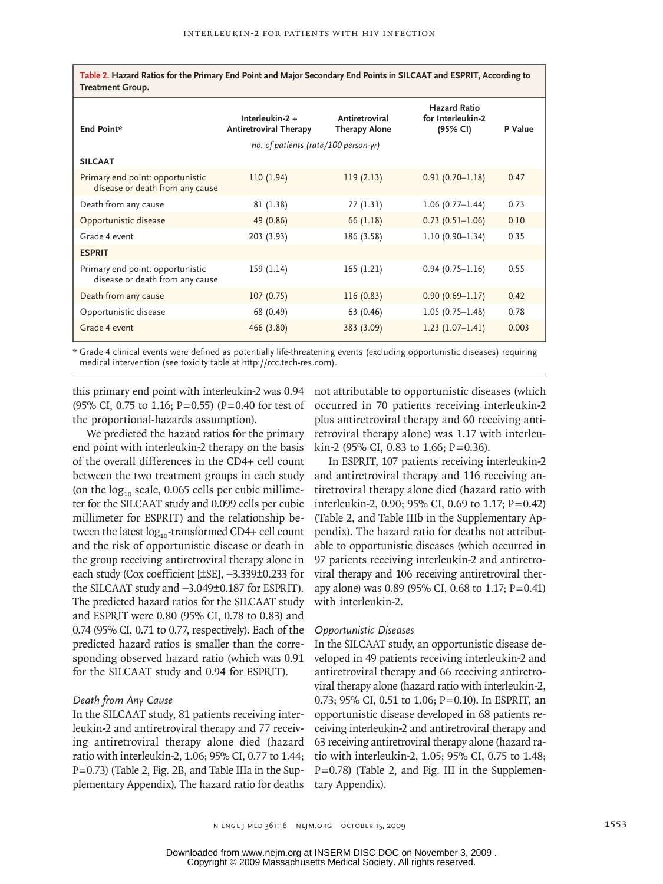**Table 2.** Hazard Ratios for the Primary End Point and Major Secondary End Points in SILCAAT and ESPRIT, According to Treatment Group.

| End Point* | Interleukin-2 + Antiretroviral Therapy | Antiretroviral Therapy Alone | Hazard Ratio for Interleukin-2 (95% CI) | P Value |
|---|---|---|---|---|
| | *no. of patients (rate/100 person-yr)* | | | |
| **SILCAAT** | | | | |
| Primary end point: opportunistic disease or death from any cause | 110 (1.94) | 119 (2.13) | 0.91 (0.70–1.18) | 0.47 |
| Death from any cause | 81 (1.38) | 77 (1.31) | 1.06 (0.77–1.44) | 0.73 |
| Opportunistic disease | 49 (0.86) | 66 (1.18) | 0.73 (0.51–1.06) | 0.10 |
| Grade 4 event | 203 (3.93) | 186 (3.58) | 1.10 (0.90–1.34) | 0.35 |
| **ESPRIT** | | | | |
| Primary end point: opportunistic disease or death from any cause | 159 (1.14) | 165 (1.21) | 0.94 (0.75–1.16) | 0.55 |
| Death from any cause | 107 (0.75) | 116 (0.83) | 0.90 (0.69–1.17) | 0.42 |
| Opportunistic disease | 68 (0.49) | 63 (0.46) | 1.05 (0.75–1.48) | 0.78 |
| Grade 4 event | 466 (3.80) | 383 (3.09) | 1.23 (1.07–1.41) | 0.003 |

\* Grade 4 clinical events were defined as potentially life-threatening events (excluding opportunistic diseases) requiring medical intervention (see toxicity table at http://rcc.tech-res.com).

this primary end point with interleukin-2 was 0.94 (95% CI, 0.75 to 1.16; P=0.55) (P=0.40 for test of the proportional-hazards assumption).

We predicted the hazard ratios for the primary end point with interleukin-2 therapy on the basis of the overall differences in the CD4+ cell count between the two treatment groups in each study (on the $\log_{10}$ scale, 0.065 cells per cubic millimeter for the SILCAAT study and 0.099 cells per cubic millimeter for ESPRIT) and the relationship between the latest $\log_{10}$-transformed CD4+ cell count and the risk of opportunistic disease or death in the group receiving antiretroviral therapy alone in each study (Cox coefficient [±SE], −3.339±0.233 for the SILCAAT study and −3.049±0.187 for ESPRIT). The predicted hazard ratios for the SILCAAT study and ESPRIT were 0.80 (95% CI, 0.78 to 0.83) and 0.74 (95% CI, 0.71 to 0.77, respectively). Each of the predicted hazard ratios is smaller than the corresponding observed hazard ratio (which was 0.91 for the SILCAAT study and 0.94 for ESPRIT).

### *Death from Any Cause*

In the SILCAAT study, 81 patients receiving interleukin-2 and antiretroviral therapy and 77 receiving antiretroviral therapy alone died (hazard ratio with interleukin-2, 1.06; 95% CI, 0.77 to 1.44; P=0.73) (Table 2, Fig. 2B, and Table IIIa in the Supplementary Appendix). The hazard ratio for deaths not attributable to opportunistic diseases (which occurred in 70 patients receiving interleukin-2 plus antiretroviral therapy and 60 receiving antiretroviral therapy alone) was 1.17 with interleukin-2 (95% CI, 0.83 to 1.66; P=0.36).

In ESPRIT, 107 patients receiving interleukin-2 and antiretroviral therapy and 116 receiving antiretroviral therapy alone died (hazard ratio with interleukin-2, 0.90; 95% CI, 0.69 to 1.17; P=0.42) (Table 2, and Table IIIb in the Supplementary Appendix). The hazard ratio for deaths not attributable to opportunistic diseases (which occurred in 97 patients receiving interleukin-2 and antiretroviral therapy and 106 receiving antiretroviral therapy alone) was 0.89 (95% CI, 0.68 to 1.17; P=0.41) with interleukin-2.

### *Opportunistic Diseases*

In the SILCAAT study, an opportunistic disease developed in 49 patients receiving interleukin-2 and antiretroviral therapy and 66 receiving antiretroviral therapy alone (hazard ratio with interleukin-2, 0.73; 95% CI, 0.51 to 1.06; P=0.10). In ESPRIT, an opportunistic disease developed in 68 patients receiving interleukin-2 and antiretroviral therapy and 63 receiving antiretroviral therapy alone (hazard ratio with interleukin-2, 1.05; 95% CI, 0.75 to 1.48; P=0.78) (Table 2, and Fig. III in the Supplementary Appendix).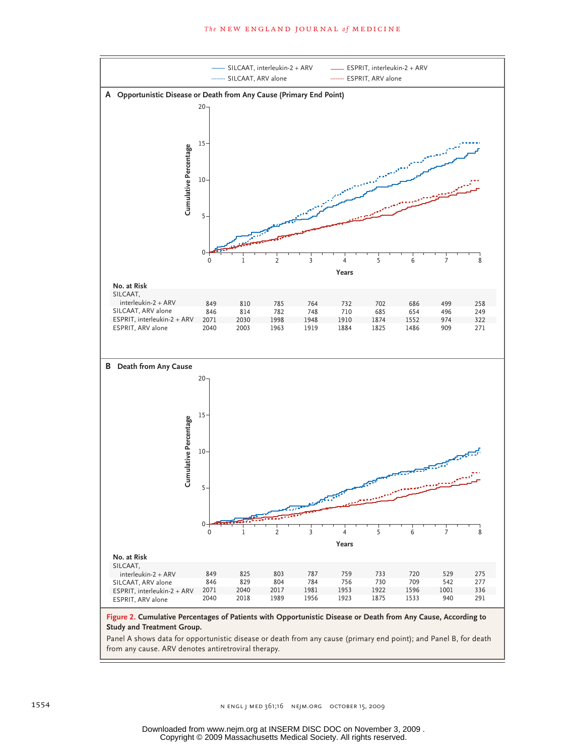SILCAAT, interleukin-2 + ARV — SILCAAT, ARV alone — ESPRIT, interleukin-2 + ARV — ESPRIT, ARV alone

**A Opportunistic Disease or Death from Any Cause (Primary End Point)**

No. at Risk

| | 0 | 1 | 2 | 3 | 4 | 5 | 6 | 7 | 8 |
|---|---|---|---|---|---|---|---|---|---|
| SILCAAT, interleukin-2 + ARV | 849 | 810 | 785 | 764 | 732 | 702 | 686 | 499 | 258 |
| SILCAAT, ARV alone | 846 | 814 | 782 | 748 | 710 | 685 | 654 | 496 | 249 |
| ESPRIT, interleukin-2 + ARV | 2071 | 2030 | 1998 | 1948 | 1910 | 1874 | 1552 | 974 | 322 |
| ESPRIT, ARV alone | 2040 | 2003 | 1963 | 1919 | 1884 | 1825 | 1486 | 909 | 271 |

**B Death from Any Cause**

No. at Risk

| | 0 | 1 | 2 | 3 | 4 | 5 | 6 | 7 | 8 |
|---|---|---|---|---|---|---|---|---|---|
| SILCAAT, interleukin-2 + ARV | 849 | 825 | 803 | 787 | 759 | 733 | 720 | 529 | 275 |
| SILCAAT, ARV alone | 846 | 829 | 804 | 784 | 756 | 730 | 709 | 542 | 277 |
| ESPRIT, interleukin-2 + ARV | 2071 | 2040 | 2017 | 1981 | 1953 | 1922 | 1596 | 1001 | 336 |
| ESPRIT, ARV alone | 2040 | 2018 | 1989 | 1956 | 1923 | 1875 | 1533 | 940 | 291 |

**Figure 2. Cumulative Percentages of Patients with Opportunistic Disease or Death from Any Cause, According to Study and Treatment Group.**

Panel A shows data for opportunistic disease or death from any cause (primary end point); and Panel B, for death from any cause. ARV denotes antiretroviral therapy.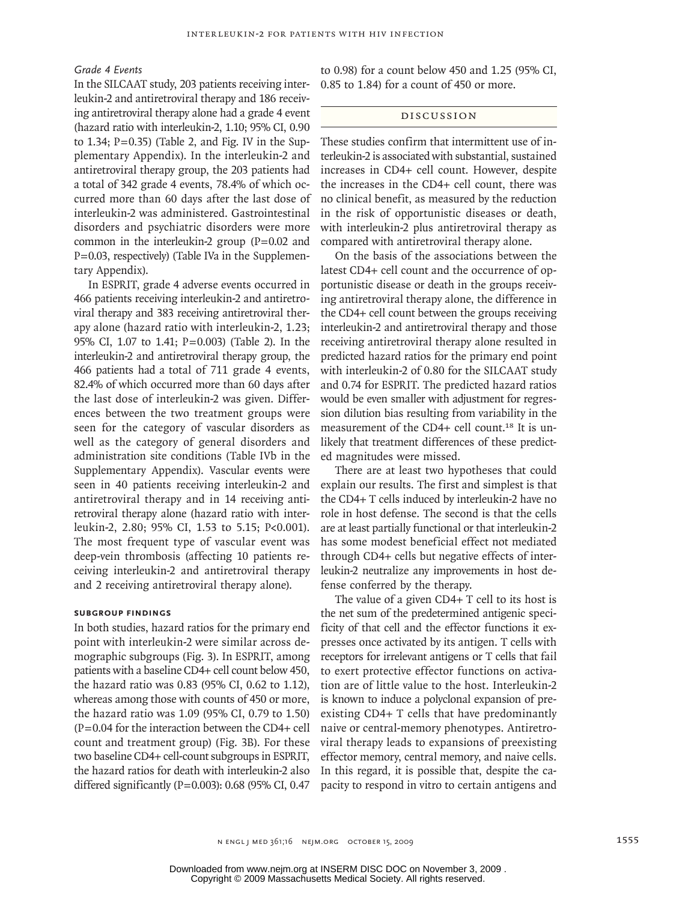*Grade 4 Events*

In the SILCAAT study, 203 patients receiving interleukin-2 and antiretroviral therapy and 186 receiving antiretroviral therapy alone had a grade 4 event (hazard ratio with interleukin-2, 1.10; 95% CI, 0.90 to 1.34; P=0.35) (Table 2, and Fig. IV in the Supplementary Appendix). In the interleukin-2 and antiretroviral therapy group, the 203 patients had a total of 342 grade 4 events, 78.4% of which occurred more than 60 days after the last dose of interleukin-2 was administered. Gastrointestinal disorders and psychiatric disorders were more common in the interleukin-2 group (P=0.02 and P=0.03, respectively) (Table IVa in the Supplementary Appendix).

In ESPRIT, grade 4 adverse events occurred in 466 patients receiving interleukin-2 and antiretroviral therapy and 383 receiving antiretroviral therapy alone (hazard ratio with interleukin-2, 1.23; 95% CI, 1.07 to 1.41; P=0.003) (Table 2). In the interleukin-2 and antiretroviral therapy group, the 466 patients had a total of 711 grade 4 events, 82.4% of which occurred more than 60 days after the last dose of interleukin-2 was given. Differences between the two treatment groups were seen for the category of vascular disorders as well as the category of general disorders and administration site conditions (Table IVb in the Supplementary Appendix). Vascular events were seen in 40 patients receiving interleukin-2 and antiretroviral therapy and in 14 receiving antiretroviral therapy alone (hazard ratio with interleukin-2, 2.80; 95% CI, 1.53 to 5.15; P<0.001). The most frequent type of vascular event was deep-vein thrombosis (affecting 10 patients receiving interleukin-2 and antiretroviral therapy and 2 receiving antiretroviral therapy alone).

### SUBGROUP FINDINGS

In both studies, hazard ratios for the primary end point with interleukin-2 were similar across demographic subgroups (Fig. 3). In ESPRIT, among patients with a baseline CD4+ cell count below 450, the hazard ratio was 0.83 (95% CI, 0.62 to 1.12), whereas among those with counts of 450 or more, the hazard ratio was 1.09 (95% CI, 0.79 to 1.50) (P=0.04 for the interaction between the CD4+ cell count and treatment group) (Fig. 3B). For these two baseline CD4+ cell-count subgroups in ESPRIT, the hazard ratios for death with interleukin-2 also differed significantly (P=0.003): 0.68 (95% CI, 0.47 to 0.98) for a count below 450 and 1.25 (95% CI, 0.85 to 1.84) for a count of 450 or more.

## DISCUSSION

These studies confirm that intermittent use of interleukin-2 is associated with substantial, sustained increases in CD4+ cell count. However, despite the increases in the CD4+ cell count, there was no clinical benefit, as measured by the reduction in the risk of opportunistic diseases or death, with interleukin-2 plus antiretroviral therapy as compared with antiretroviral therapy alone.

On the basis of the associations between the latest CD4+ cell count and the occurrence of opportunistic disease or death in the groups receiving antiretroviral therapy alone, the difference in the CD4+ cell count between the groups receiving interleukin-2 and antiretroviral therapy and those receiving antiretroviral therapy alone resulted in predicted hazard ratios for the primary end point with interleukin-2 of 0.80 for the SILCAAT study and 0.74 for ESPRIT. The predicted hazard ratios would be even smaller with adjustment for regression dilution bias resulting from variability in the measurement of the CD4+ cell count.[18] It is unlikely that treatment differences of these predicted magnitudes were missed.

There are at least two hypotheses that could explain our results. The first and simplest is that the CD4+ T cells induced by interleukin-2 have no role in host defense. The second is that the cells are at least partially functional or that interleukin-2 has some modest beneficial effect not mediated through CD4+ cells but negative effects of interleukin-2 neutralize any improvements in host defense conferred by the therapy.

The value of a given CD4+ T cell to its host is the net sum of the predetermined antigenic specificity of that cell and the effector functions it expresses once activated by its antigen. T cells with receptors for irrelevant antigens or T cells that fail to exert protective effector functions on activation are of little value to the host. Interleukin-2 is known to induce a polyclonal expansion of preexisting CD4+ T cells that have predominantly naive or central-memory phenotypes. Antiretroviral therapy leads to expansions of preexisting effector memory, central memory, and naive cells. In this regard, it is possible that, despite the capacity to respond in vitro to certain antigens and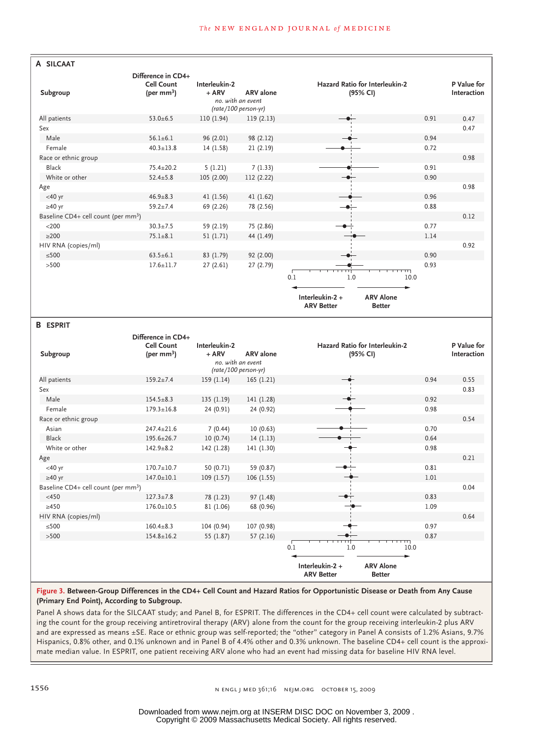## A SILCAAT

| Subgroup | Difference in CD4+ Cell Count (per mm³) | Interleukin-2 + ARV | ARV alone | Hazard Ratio for Interleukin-2 (95% CI) | P Value for Interaction |
|---|---|---|---|---|---|
| | | *no. with an event (rate/100 person-yr)* | | | |
| All patients | 53.0±6.5 | 110 (1.94) | 119 (2.13) | 0.91 | 0.47 |
| Sex | | | | | 0.47 |
| Male | 56.1±6.1 | 96 (2.01) | 98 (2.12) | 0.94 | |
| Female | 40.3±13.8 | 14 (1.58) | 21 (2.19) | 0.72 | |
| Race or ethnic group | | | | | 0.98 |
| Black | 75.4±20.2 | 5 (1.21) | 7 (1.33) | 0.91 | |
| White or other | 52.4±5.8 | 105 (2.00) | 112 (2.22) | 0.90 | |
| Age | | | | | 0.98 |
| <40 yr | 46.9±8.3 | 41 (1.56) | 41 (1.62) | 0.96 | |
| ≥40 yr | 59.2±7.4 | 69 (2.26) | 78 (2.56) | 0.88 | |
| Baseline CD4+ cell count (per mm³) | | | | | 0.12 |
| <200 | 30.3±7.5 | 59 (2.19) | 75 (2.86) | 0.77 | |
| ≥200 | 75.1±8.1 | 51 (1.71) | 44 (1.49) | 1.14 | |
| HIV RNA (copies/ml) | | | | | 0.92 |
| ≤500 | 63.5±6.1 | 83 (1.79) | 92 (2.00) | 0.90 | |
| >500 | 17.6±11.7 | 27 (2.61) | 27 (2.79) | 0.93 | |

Axis: 0.1, 1.0, 10.0 — ← Interleukin-2 + ARV Better | ARV Alone Better →

## B ESPRIT

| Subgroup | Difference in CD4+ Cell Count (per mm³) | Interleukin-2 + ARV | ARV alone | Hazard Ratio for Interleukin-2 (95% CI) | P Value for Interaction |
|---|---|---|---|---|---|
| | | *no. with an event (rate/100 person-yr)* | | | |
| All patients | 159.2±7.4 | 159 (1.14) | 165 (1.21) | 0.94 | 0.55 |
| Sex | | | | | 0.83 |
| Male | 154.5±8.3 | 135 (1.19) | 141 (1.28) | 0.92 | |
| Female | 179.3±16.8 | 24 (0.91) | 24 (0.92) | 0.98 | |
| Race or ethnic group | | | | | 0.54 |
| Asian | 247.4±21.6 | 7 (0.44) | 10 (0.63) | 0.70 | |
| Black | 195.6±26.7 | 10 (0.74) | 14 (1.13) | 0.64 | |
| White or other | 142.9±8.2 | 142 (1.28) | 141 (1.30) | 0.98 | |
| Age | | | | | 0.21 |
| <40 yr | 170.7±10.7 | 50 (0.71) | 59 (0.87) | 0.81 | |
| ≥40 yr | 147.0±10.1 | 109 (1.57) | 106 (1.55) | 1.01 | |
| Baseline CD4+ cell count (per mm³) | | | | | 0.04 |
| <450 | 127.3±7.8 | 78 (1.23) | 97 (1.48) | 0.83 | |
| ≥450 | 176.0±10.5 | 81 (1.06) | 68 (0.96) | 1.09 | |
| HIV RNA (copies/ml) | | | | | 0.64 |
| ≤500 | 160.4±8.3 | 104 (0.94) | 107 (0.98) | 0.97 | |
| >500 | 154.8±16.2 | 55 (1.87) | 57 (2.16) | 0.87 | |

Axis: 0.1, 1.0, 10.0 — ← Interleukin-2 + ARV Better | ARV Alone Better →

**Figure 3. Between-Group Differences in the CD4+ Cell Count and Hazard Ratios for Opportunistic Disease or Death from Any Cause (Primary End Point), According to Subgroup.**

Panel A shows data for the SILCAAT study; and Panel B, for ESPRIT. The differences in the CD4+ cell count were calculated by subtracting the count for the group receiving antiretroviral therapy (ARV) alone from the count for the group receiving interleukin-2 plus ARV and are expressed as means ±SE. Race or ethnic group was self-reported; the "other" category in Panel A consists of 1.2% Asians, 9.7% Hispanics, 0.8% other, and 0.1% unknown and in Panel B of 4.4% other and 0.3% unknown. The baseline CD4+ cell count is the approximate median value. In ESPRIT, one patient receiving ARV alone who had an event had missing data for baseline HIV RNA level.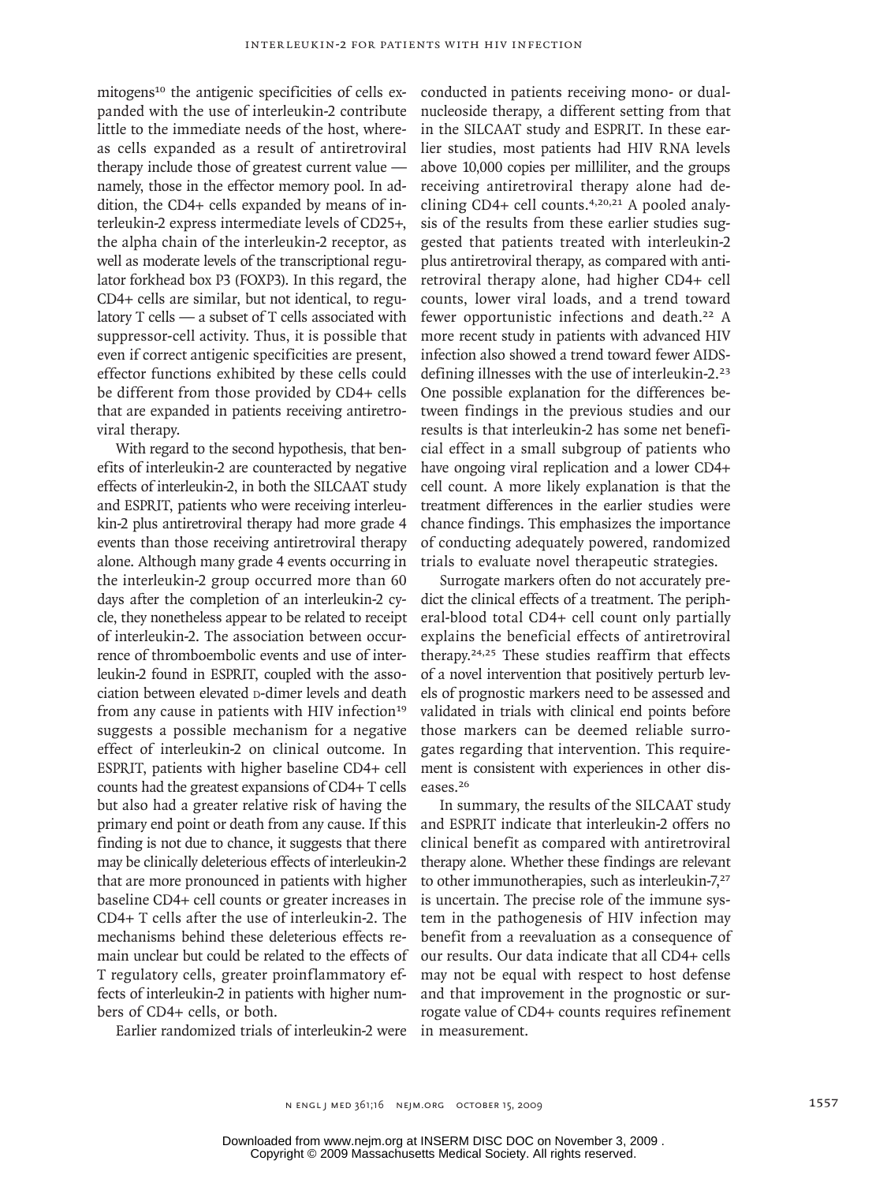mitogens[10] the antigenic specificities of cells expanded with the use of interleukin-2 contribute little to the immediate needs of the host, whereas cells expanded as a result of antiretroviral therapy include those of greatest current value — namely, those in the effector memory pool. In addition, the CD4+ cells expanded by means of interleukin-2 express intermediate levels of CD25+, the alpha chain of the interleukin-2 receptor, as well as moderate levels of the transcriptional regulator forkhead box P3 (FOXP3). In this regard, the CD4+ cells are similar, but not identical, to regulatory T cells — a subset of T cells associated with suppressor-cell activity. Thus, it is possible that even if correct antigenic specificities are present, effector functions exhibited by these cells could be different from those provided by CD4+ cells that are expanded in patients receiving antiretroviral therapy.

With regard to the second hypothesis, that benefits of interleukin-2 are counteracted by negative effects of interleukin-2, in both the SILCAAT study and ESPRIT, patients who were receiving interleukin-2 plus antiretroviral therapy had more grade 4 events than those receiving antiretroviral therapy alone. Although many grade 4 events occurring in the interleukin-2 group occurred more than 60 days after the completion of an interleukin-2 cycle, they nonetheless appear to be related to receipt of interleukin-2. The association between occurrence of thromboembolic events and use of interleukin-2 found in ESPRIT, coupled with the association between elevated D-dimer levels and death from any cause in patients with HIV infection[19] suggests a possible mechanism for a negative effect of interleukin-2 on clinical outcome. In ESPRIT, patients with higher baseline CD4+ cell counts had the greatest expansions of CD4+ T cells but also had a greater relative risk of having the primary end point or death from any cause. If this finding is not due to chance, it suggests that there may be clinically deleterious effects of interleukin-2 that are more pronounced in patients with higher baseline CD4+ cell counts or greater increases in CD4+ T cells after the use of interleukin-2. The mechanisms behind these deleterious effects remain unclear but could be related to the effects of T regulatory cells, greater proinflammatory effects of interleukin-2 in patients with higher numbers of CD4+ cells, or both.

Earlier randomized trials of interleukin-2 were conducted in patients receiving mono- or dual-nucleoside therapy, a different setting from that in the SILCAAT study and ESPRIT. In these earlier studies, most patients had HIV RNA levels above 10,000 copies per milliliter, and the groups receiving antiretroviral therapy alone had declining CD4+ cell counts.[4,20,21] A pooled analysis of the results from these earlier studies suggested that patients treated with interleukin-2 plus antiretroviral therapy, as compared with antiretroviral therapy alone, had higher CD4+ cell counts, lower viral loads, and a trend toward fewer opportunistic infections and death.[22] A more recent study in patients with advanced HIV infection also showed a trend toward fewer AIDS-defining illnesses with the use of interleukin-2.[23] One possible explanation for the differences between findings in the previous studies and our results is that interleukin-2 has some net beneficial effect in a small subgroup of patients who have ongoing viral replication and a lower CD4+ cell count. A more likely explanation is that the treatment differences in the earlier studies were chance findings. This emphasizes the importance of conducting adequately powered, randomized trials to evaluate novel therapeutic strategies.

Surrogate markers often do not accurately predict the clinical effects of a treatment. The peripheral-blood total CD4+ cell count only partially explains the beneficial effects of antiretroviral therapy.[24,25] These studies reaffirm that effects of a novel intervention that positively perturb levels of prognostic markers need to be assessed and validated in trials with clinical end points before those markers can be deemed reliable surrogates regarding that intervention. This requirement is consistent with experiences in other diseases.[26]

In summary, the results of the SILCAAT study and ESPRIT indicate that interleukin-2 offers no clinical benefit as compared with antiretroviral therapy alone. Whether these findings are relevant to other immunotherapies, such as interleukin-7,[27] is uncertain. The precise role of the immune system in the pathogenesis of HIV infection may benefit from a reevaluation as a consequence of our results. Our data indicate that all CD4+ cells may not be equal with respect to host defense and that improvement in the prognostic or surrogate value of CD4+ counts requires refinement in measurement.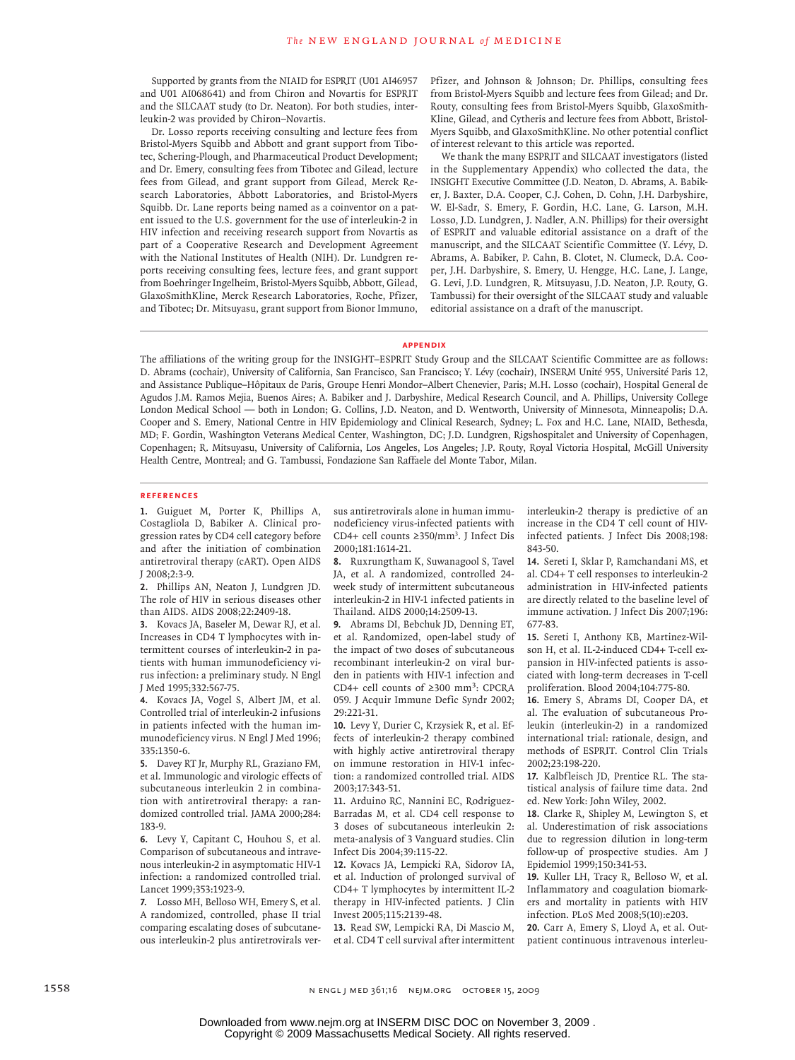Supported by grants from the NIAID for ESPRIT (U01 AI46957 and U01 AI068641) and from Chiron and Novartis for ESPRIT and the SILCAAT study (to Dr. Neaton). For both studies, interleukin-2 was provided by Chiron–Novartis.

Dr. Losso reports receiving consulting and lecture fees from Bristol-Myers Squibb and Abbott and grant support from Tibotec, Schering-Plough, and Pharmaceutical Product Development; and Dr. Emery, consulting fees from Tibotec and Gilead, lecture fees from Gilead, and grant support from Gilead, Merck Research Laboratories, Abbott Laboratories, and Bristol-Myers Squibb. Dr. Lane reports being named as a coinventor on a patent issued to the U.S. government for the use of interleukin-2 in HIV infection and receiving research support from Novartis as part of a Cooperative Research and Development Agreement with the National Institutes of Health (NIH). Dr. Lundgren reports receiving consulting fees, lecture fees, and grant support from Boehringer Ingelheim, Bristol-Myers Squibb, Abbott, Gilead, GlaxoSmithKline, Merck Research Laboratories, Roche, Pfizer, and Tibotec; Dr. Mitsuyasu, grant support from Bionor Immuno, Pfizer, and Johnson & Johnson; Dr. Phillips, consulting fees from Bristol-Myers Squibb and lecture fees from Gilead; and Dr. Routy, consulting fees from Bristol-Myers Squibb, GlaxoSmithKline, Gilead, and Cytheris and lecture fees from Abbott, Bristol-Myers Squibb, and GlaxoSmithKline. No other potential conflict of interest relevant to this article was reported.

We thank the many ESPRIT and SILCAAT investigators (listed in the Supplementary Appendix) who collected the data, the INSIGHT Executive Committee (J.D. Neaton, D. Abrams, A. Babiker, J. Baxter, D.A. Cooper, C.J. Cohen, D. Cohn, J.H. Darbyshire, W. El-Sadr, S. Emery, F. Gordin, H.C. Lane, G. Larson, M.H. Losso, J.D. Lundgren, J. Nadler, A.N. Phillips) for their oversight of ESPRIT and valuable editorial assistance on a draft of the manuscript, and the SILCAAT Scientific Committee (Y. Lévy, D. Abrams, A. Babiker, P. Cahn, B. Clotet, N. Clumeck, D.A. Cooper, J.H. Darbyshire, S. Emery, U. Hengge, H.C. Lane, J. Lange, G. Levi, J.D. Lundgren, R. Mitsuyasu, J.D. Neaton, J.P. Routy, G. Tambussi) for their oversight of the SILCAAT study and valuable editorial assistance on a draft of the manuscript.

## APPENDIX

The affiliations of the writing group for the INSIGHT–ESPRIT Study Group and the SILCAAT Scientific Committee are as follows: D. Abrams (cochair), University of California, San Francisco, San Francisco; Y. Lévy (cochair), INSERM Unité 955, Université Paris 12, and Assistance Publique–Hôpitaux de Paris, Groupe Henri Mondor–Albert Chenevier, Paris; M.H. Losso (cochair), Hospital General de Agudos J.M. Ramos Mejia, Buenos Aires; A. Babiker and J. Darbyshire, Medical Research Council, and A. Phillips, University College London Medical School — both in London; G. Collins, J.D. Neaton, and D. Wentworth, University of Minnesota, Minneapolis; D.A. Cooper and S. Emery, National Centre in HIV Epidemiology and Clinical Research, Sydney; L. Fox and H.C. Lane, NIAID, Bethesda, MD; F. Gordin, Washington Veterans Medical Center, Washington, DC; J.D. Lundgren, Rigshospitalet and University of Copenhagen, Copenhagen; R. Mitsuyasu, University of California, Los Angeles, Los Angeles; J.P. Routy, Royal Victoria Hospital, McGill University Health Centre, Montreal; and G. Tambussi, Fondazione San Raffaele del Monte Tabor, Milan.

## REFERENCES

1. Guiguet M, Porter K, Phillips A, Costagliola D, Babiker A. Clinical progression rates by CD4 cell category before and after the initiation of combination antiretroviral therapy (cART). Open AIDS J 2008;2:3-9.
2. Phillips AN, Neaton J, Lundgren JD. The role of HIV in serious diseases other than AIDS. AIDS 2008;22:2409-18.
3. Kovacs JA, Baseler M, Dewar RJ, et al. Increases in CD4 T lymphocytes with intermittent courses of interleukin-2 in patients with human immunodeficiency virus infection: a preliminary study. N Engl J Med 1995;332:567-75.
4. Kovacs JA, Vogel S, Albert JM, et al. Controlled trial of interleukin-2 infusions in patients infected with the human immunodeficiency virus. N Engl J Med 1996; 335:1350-6.
5. Davey RT Jr, Murphy RL, Graziano FM, et al. Immunologic and virologic effects of subcutaneous interleukin 2 in combination with antiretroviral therapy: a randomized controlled trial. JAMA 2000;284: 183-9.
6. Levy Y, Capitant C, Houhou S, et al. Comparison of subcutaneous and intravenous interleukin-2 in asymptomatic HIV-1 infection: a randomized controlled trial. Lancet 1999;353:1923-9.
7. Losso MH, Belloso WH, Emery S, et al. A randomized, controlled, phase II trial comparing escalating doses of subcutaneous interleukin-2 plus antiretrovirals versus antiretrovirals alone in human immunodeficiency virus-infected patients with CD4+ cell counts ≥350/mm³. J Infect Dis 2000;181:1614-21.
8. Ruxrungtham K, Suwanagool S, Tavel JA, et al. A randomized, controlled 24-week study of intermittent subcutaneous interleukin-2 in HIV-1 infected patients in Thailand. AIDS 2000;14:2509-13.
9. Abrams DI, Bebchuk JD, Denning ET, et al. Randomized, open-label study of the impact of two doses of subcutaneous recombinant interleukin-2 on viral burden in patients with HIV-1 infection and CD4+ cell counts of ≥300 mm³: CPCRA 059. J Acquir Immune Defic Syndr 2002; 29:221-31.
10. Levy Y, Durier C, Krzysiek R, et al. Effects of interleukin-2 therapy combined with highly active antiretroviral therapy on immune restoration in HIV-1 infection: a randomized controlled trial. AIDS 2003;17:343-51.
11. Arduino RC, Nannini EC, Rodriguez-Barradas M, et al. CD4 cell response to 3 doses of subcutaneous interleukin 2: meta-analysis of 3 Vanguard studies. Clin Infect Dis 2004;39:115-22.
12. Kovacs JA, Lempicki RA, Sidorov IA, et al. Induction of prolonged survival of CD4+ T lymphocytes by intermittent IL-2 therapy in HIV-infected patients. J Clin Invest 2005;115:2139-48.
13. Read SW, Lempicki RA, Di Mascio M, et al. CD4 T cell survival after intermittent interleukin-2 therapy is predictive of an increase in the CD4 T cell count of HIV-infected patients. J Infect Dis 2008;198: 843-50.
14. Sereti I, Sklar P, Ramchandani MS, et al. CD4+ T cell responses to interleukin-2 administration in HIV-infected patients are directly related to the baseline level of immune activation. J Infect Dis 2007;196: 677-83.
15. Sereti I, Anthony KB, Martinez-Wilson H, et al. IL-2-induced CD4+ T-cell expansion in HIV-infected patients is associated with long-term decreases in T-cell proliferation. Blood 2004;104:775-80.
16. Emery S, Abrams DI, Cooper DA, et al. The evaluation of subcutaneous Proleukin (interleukin-2) in a randomized international trial: rationale, design, and methods of ESPRIT. Control Clin Trials 2002;23:198-220.
17. Kalbfleisch JD, Prentice RL. The statistical analysis of failure time data. 2nd ed. New York: John Wiley, 2002.
18. Clarke R, Shipley M, Lewington S, et al. Underestimation of risk associations due to regression dilution in long-term follow-up of prospective studies. Am J Epidemiol 1999;150:341-53.
19. Kuller LH, Tracy R, Belloso W, et al. Inflammatory and coagulation biomarkers and mortality in patients with HIV infection. PLoS Med 2008;5(10):e203.
20. Carr A, Emery S, Lloyd A, et al. Outpatient continuous intravenous interleu-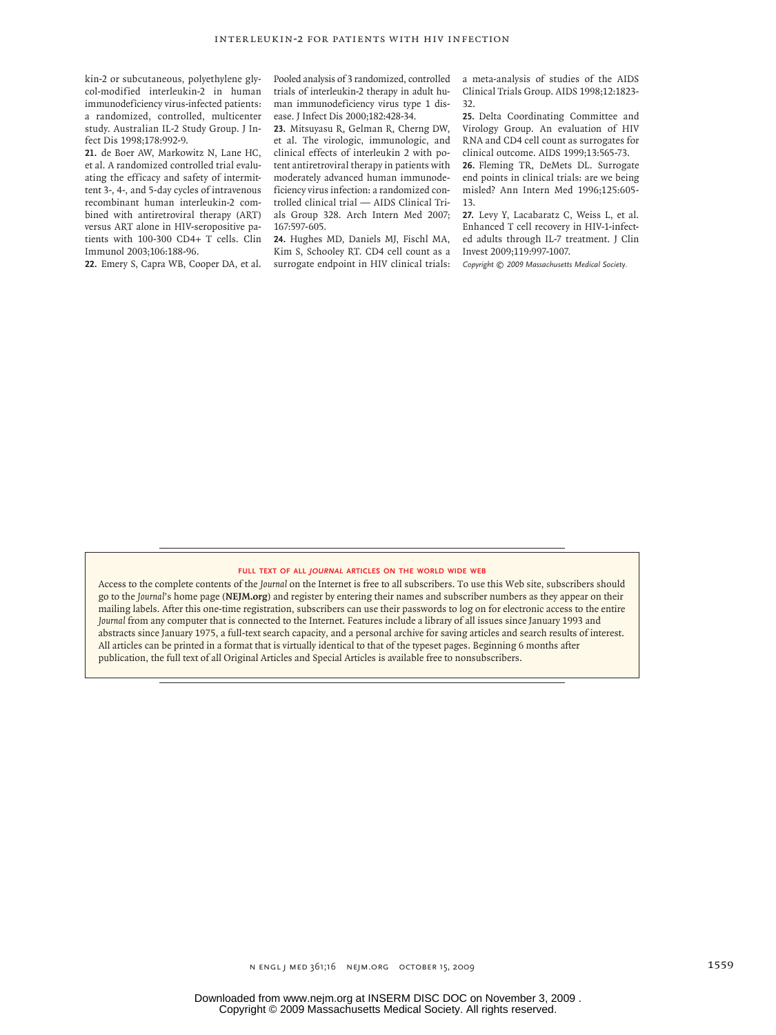kin-2 or subcutaneous, polyethylene glycol-modified interleukin-2 in human immunodeficiency virus-infected patients: a randomized, controlled, multicenter study. Australian IL-2 Study Group. J Infect Dis 1998;178:992-9.

**21.** de Boer AW, Markowitz N, Lane HC, et al. A randomized controlled trial evaluating the efficacy and safety of intermittent 3-, 4-, and 5-day cycles of intravenous recombinant human interleukin-2 combined with antiretroviral therapy (ART) versus ART alone in HIV-seropositive patients with 100-300 CD4+ T cells. Clin Immunol 2003;106:188-96.

**22.** Emery S, Capra WB, Cooper DA, et al. Pooled analysis of 3 randomized, controlled trials of interleukin-2 therapy in adult human immunodeficiency virus type 1 disease. J Infect Dis 2000;182:428-34.

**23.** Mitsuyasu R, Gelman R, Cherng DW, et al. The virologic, immunologic, and clinical effects of interleukin 2 with potent antiretroviral therapy in patients with moderately advanced human immunodeficiency virus infection: a randomized controlled clinical trial — AIDS Clinical Trials Group 328. Arch Intern Med 2007; 167:597-605.

**24.** Hughes MD, Daniels MJ, Fischl MA, Kim S, Schooley RT. CD4 cell count as a surrogate endpoint in HIV clinical trials: a meta-analysis of studies of the AIDS Clinical Trials Group. AIDS 1998;12:1823-32.

**25.** Delta Coordinating Committee and Virology Group. An evaluation of HIV RNA and CD4 cell count as surrogates for clinical outcome. AIDS 1999;13:565-73.

**26.** Fleming TR, DeMets DL. Surrogate end points in clinical trials: are we being misled? Ann Intern Med 1996;125:605-13.

**27.** Levy Y, Lacabaratz C, Weiss L, et al. Enhanced T cell recovery in HIV-1-infected adults through IL-7 treatment. J Clin Invest 2009;119:997-1007.

*Copyright © 2009 Massachusetts Medical Society.*

**FULL TEXT OF ALL *JOURNAL* ARTICLES ON THE WORLD WIDE WEB**

Access to the complete contents of the *Journal* on the Internet is free to all subscribers. To use this Web site, subscribers should go to the *Journal*'s home page (**NEJM.org**) and register by entering their names and subscriber numbers as they appear on their mailing labels. After this one-time registration, subscribers can use their passwords to log on for electronic access to the entire *Journal* from any computer that is connected to the Internet. Features include a library of all issues since January 1993 and abstracts since January 1975, a full-text search capacity, and a personal archive for saving articles and search results of interest. All articles can be printed in a format that is virtually identical to that of the typeset pages. Beginning 6 months after publication, the full text of all Original Articles and Special Articles is available free to nonsubscribers.